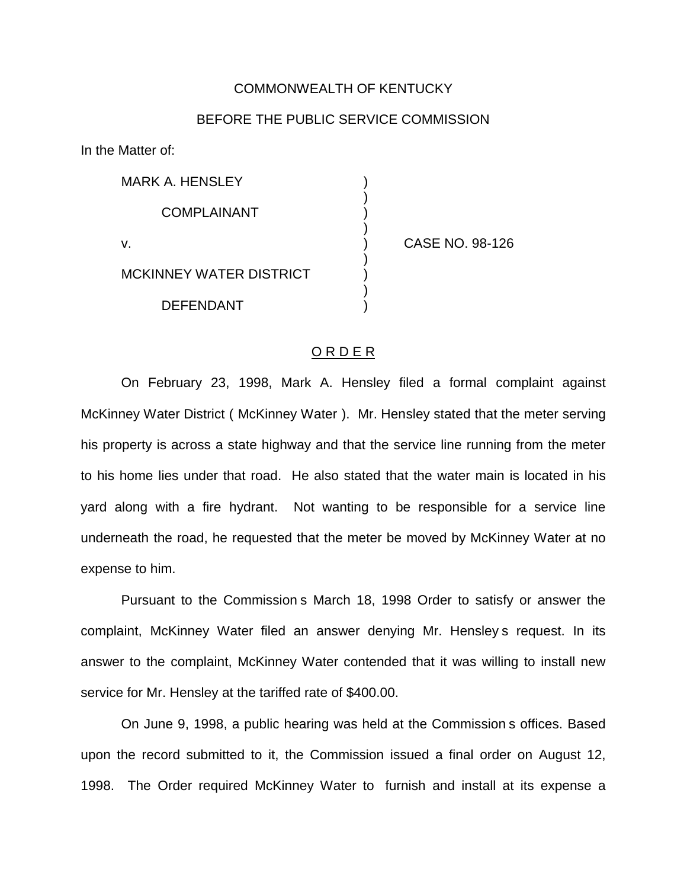COMMONWEALTH OF KENTUCKY

BEFORE THE PUBLIC SERVICE COMMISSION

In the Matter of:

| | | |
|---|---|---|
| MARK A. HENSLEY | ) | |
| | ) | |
| COMPLAINANT | ) | |
| | ) | |
| v. | ) | CASE NO. 98-126 |
| | ) | |
| MCKINNEY WATER DISTRICT | ) | |
| | ) | |
| DEFENDANT | ) | |

O R D E R

On February 23, 1998, Mark A. Hensley filed a formal complaint against McKinney Water District ( McKinney Water ). Mr. Hensley stated that the meter serving his property is across a state highway and that the service line running from the meter to his home lies under that road. He also stated that the water main is located in his yard along with a fire hydrant. Not wanting to be responsible for a service line underneath the road, he requested that the meter be moved by McKinney Water at no expense to him.

Pursuant to the Commission s March 18, 1998 Order to satisfy or answer the complaint, McKinney Water filed an answer denying Mr. Hensley s request. In its answer to the complaint, McKinney Water contended that it was willing to install new service for Mr. Hensley at the tariffed rate of $400.00.

On June 9, 1998, a public hearing was held at the Commission s offices. Based upon the record submitted to it, the Commission issued a final order on August 12, 1998. The Order required McKinney Water to furnish and install at its expense a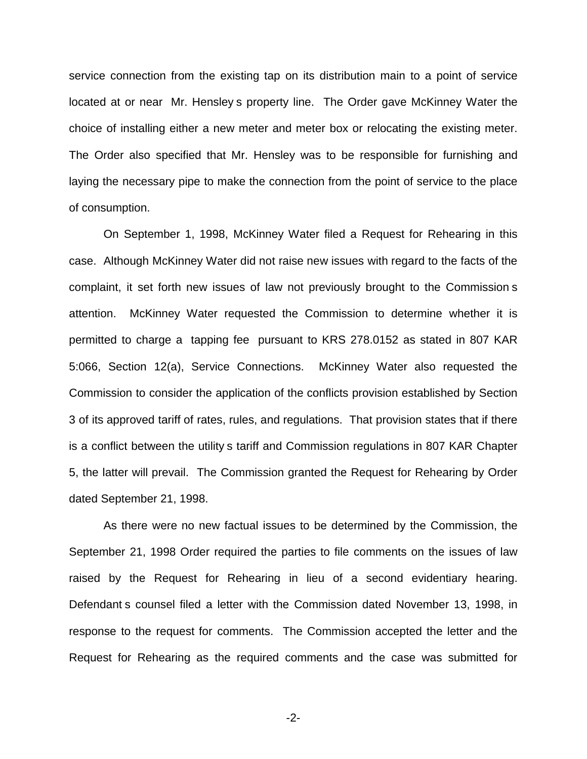service connection from the existing tap on its distribution main to a point of service located at or near Mr. Hensley s property line. The Order gave McKinney Water the choice of installing either a new meter and meter box or relocating the existing meter. The Order also specified that Mr. Hensley was to be responsible for furnishing and laying the necessary pipe to make the connection from the point of service to the place of consumption.

On September 1, 1998, McKinney Water filed a Request for Rehearing in this case. Although McKinney Water did not raise new issues with regard to the facts of the complaint, it set forth new issues of law not previously brought to the Commission s attention. McKinney Water requested the Commission to determine whether it is permitted to charge a tapping fee pursuant to KRS 278.0152 as stated in 807 KAR 5:066, Section 12(a), Service Connections. McKinney Water also requested the Commission to consider the application of the conflicts provision established by Section 3 of its approved tariff of rates, rules, and regulations. That provision states that if there is a conflict between the utility s tariff and Commission regulations in 807 KAR Chapter 5, the latter will prevail. The Commission granted the Request for Rehearing by Order dated September 21, 1998.

As there were no new factual issues to be determined by the Commission, the September 21, 1998 Order required the parties to file comments on the issues of law raised by the Request for Rehearing in lieu of a second evidentiary hearing. Defendant s counsel filed a letter with the Commission dated November 13, 1998, in response to the request for comments. The Commission accepted the letter and the Request for Rehearing as the required comments and the case was submitted for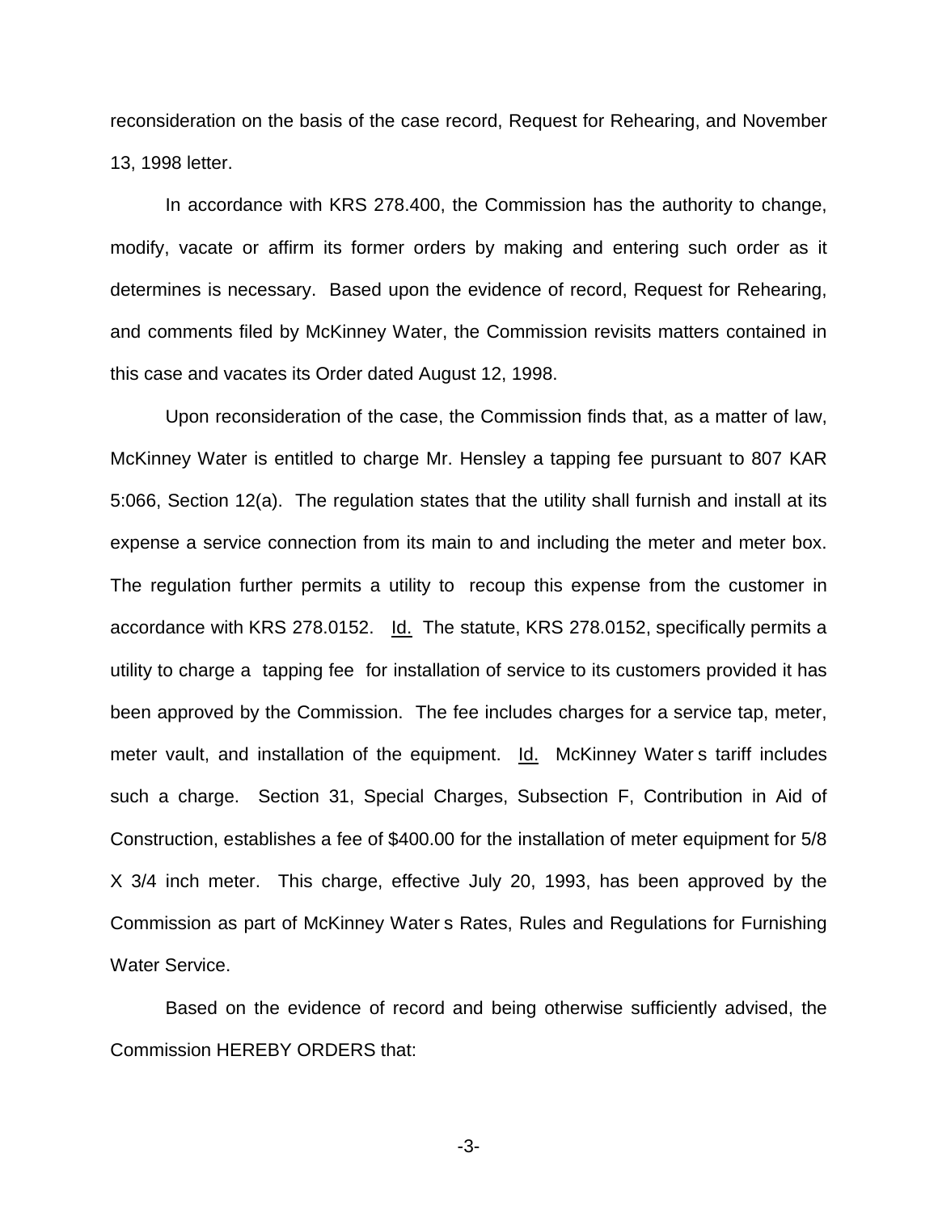reconsideration on the basis of the case record, Request for Rehearing, and November 13, 1998 letter.

In accordance with KRS 278.400, the Commission has the authority to change, modify, vacate or affirm its former orders by making and entering such order as it determines is necessary. Based upon the evidence of record, Request for Rehearing, and comments filed by McKinney Water, the Commission revisits matters contained in this case and vacates its Order dated August 12, 1998.

Upon reconsideration of the case, the Commission finds that, as a matter of law, McKinney Water is entitled to charge Mr. Hensley a tapping fee pursuant to 807 KAR 5:066, Section 12(a). The regulation states that the utility shall furnish and install at its expense a service connection from its main to and including the meter and meter box. The regulation further permits a utility to recoup this expense from the customer in accordance with KRS 278.0152. Id. The statute, KRS 278.0152, specifically permits a utility to charge a tapping fee for installation of service to its customers provided it has been approved by the Commission. The fee includes charges for a service tap, meter, meter vault, and installation of the equipment. Id. McKinney Water s tariff includes such a charge. Section 31, Special Charges, Subsection F, Contribution in Aid of Construction, establishes a fee of $400.00 for the installation of meter equipment for 5/8 X 3/4 inch meter. This charge, effective July 20, 1993, has been approved by the Commission as part of McKinney Water s Rates, Rules and Regulations for Furnishing Water Service.

Based on the evidence of record and being otherwise sufficiently advised, the Commission HEREBY ORDERS that: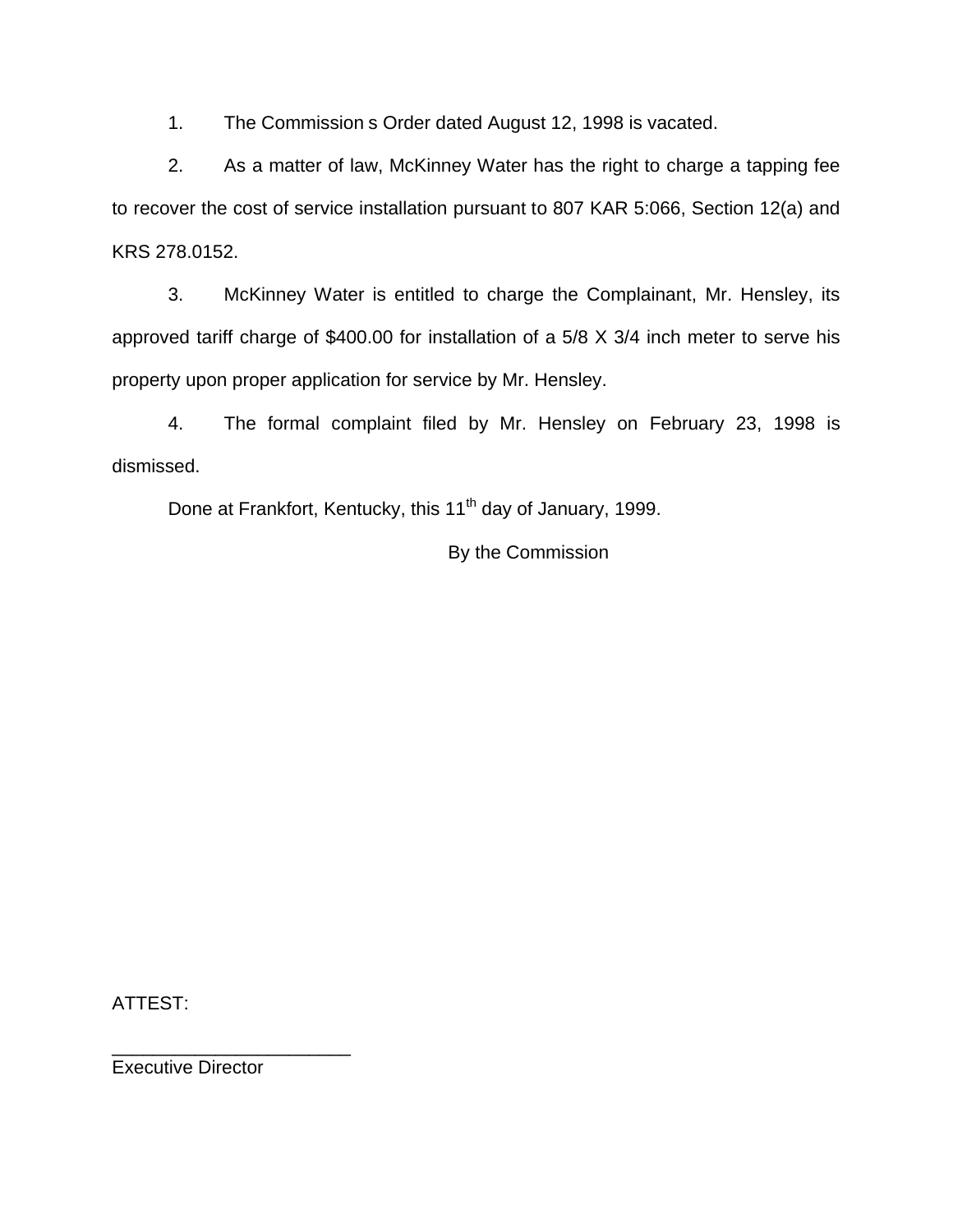1. The Commission s Order dated August 12, 1998 is vacated.

2. As a matter of law, McKinney Water has the right to charge a tapping fee to recover the cost of service installation pursuant to 807 KAR 5:066, Section 12(a) and KRS 278.0152.

3. McKinney Water is entitled to charge the Complainant, Mr. Hensley, its approved tariff charge of $400.00 for installation of a 5/8 X 3/4 inch meter to serve his property upon proper application for service by Mr. Hensley.

4. The formal complaint filed by Mr. Hensley on February 23, 1998 is dismissed.

Done at Frankfort, Kentucky, this 11th day of January, 1999.

By the Commission

ATTEST:

_______________________
Executive Director